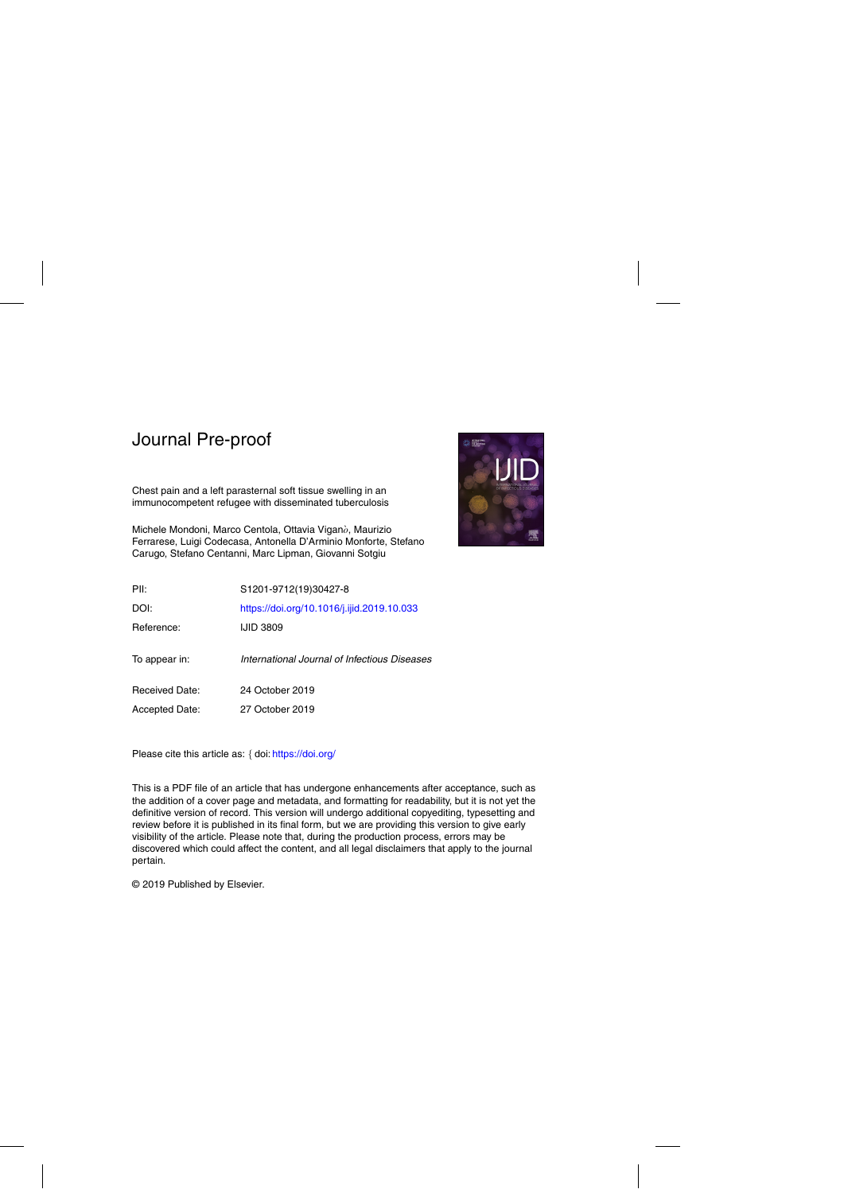# Journal Pre-proof

Chest pain and a left parasternal soft tissue swelling in an immunocompetent refugee with disseminated tuberculosis

Michele Mondoni, Marco Centola, Ottavia Viganò, Maurizio Ferrarese, Luigi Codecasa, Antonella D'Arminio Monforte, Stefano Carugo, Stefano Centanni, Marc Lipman, Giovanni Sotgiu

| | |
|---|---|
| PII: | S1201-9712(19)30427-8 |
| DOI: | https://doi.org/10.1016/j.ijid.2019.10.033 |
| Reference: | IJID 3809 |
| To appear in: | *International Journal of Infectious Diseases* |
| Received Date: | 24 October 2019 |
| Accepted Date: | 27 October 2019 |

Please cite this article as: { doi: https://doi.org/

This is a PDF file of an article that has undergone enhancements after acceptance, such as the addition of a cover page and metadata, and formatting for readability, but it is not yet the definitive version of record. This version will undergo additional copyediting, typesetting and review before it is published in its final form, but we are providing this version to give early visibility of the article. Please note that, during the production process, errors may be discovered which could affect the content, and all legal disclaimers that apply to the journal pertain.

© 2019 Published by Elsevier.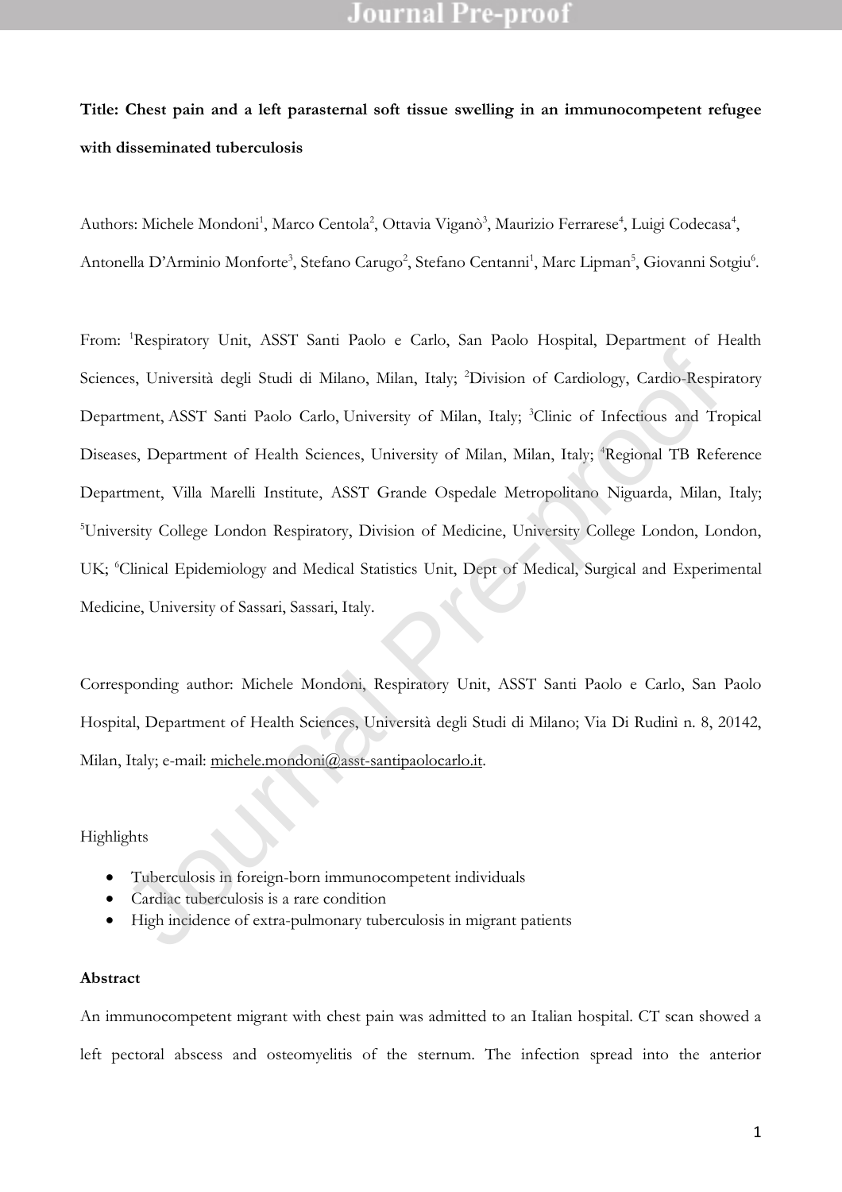**Title: Chest pain and a left parasternal soft tissue swelling in an immunocompetent refugee with disseminated tuberculosis**

Authors: Michele Mondoni[1], Marco Centola[2], Ottavia Viganò[3], Maurizio Ferrarese[4], Luigi Codecasa[4], Antonella D'Arminio Monforte[3], Stefano Carugo[2], Stefano Centanni[1], Marc Lipman[5], Giovanni Sotgiu[6].

From: [1]Respiratory Unit, ASST Santi Paolo e Carlo, San Paolo Hospital, Department of Health Sciences, Università degli Studi di Milano, Milan, Italy; [2]Division of Cardiology, Cardio-Respiratory Department, ASST Santi Paolo Carlo, University of Milan, Italy; [3]Clinic of Infectious and Tropical Diseases, Department of Health Sciences, University of Milan, Milan, Italy; [4]Regional TB Reference Department, Villa Marelli Institute, ASST Grande Ospedale Metropolitano Niguarda, Milan, Italy; [5]University College London Respiratory, Division of Medicine, University College London, London, UK; [6]Clinical Epidemiology and Medical Statistics Unit, Dept of Medical, Surgical and Experimental Medicine, University of Sassari, Sassari, Italy.

Corresponding author: Michele Mondoni, Respiratory Unit, ASST Santi Paolo e Carlo, San Paolo Hospital, Department of Health Sciences, Università degli Studi di Milano; Via Di Rudinì n. 8, 20142, Milan, Italy; e-mail: michele.mondoni@asst-santipaolocarlo.it.

Highlights

- Tuberculosis in foreign-born immunocompetent individuals
- Cardiac tuberculosis is a rare condition
- High incidence of extra-pulmonary tuberculosis in migrant patients

**Abstract**

An immunocompetent migrant with chest pain was admitted to an Italian hospital. CT scan showed a left pectoral abscess and osteomyelitis of the sternum. The infection spread into the anterior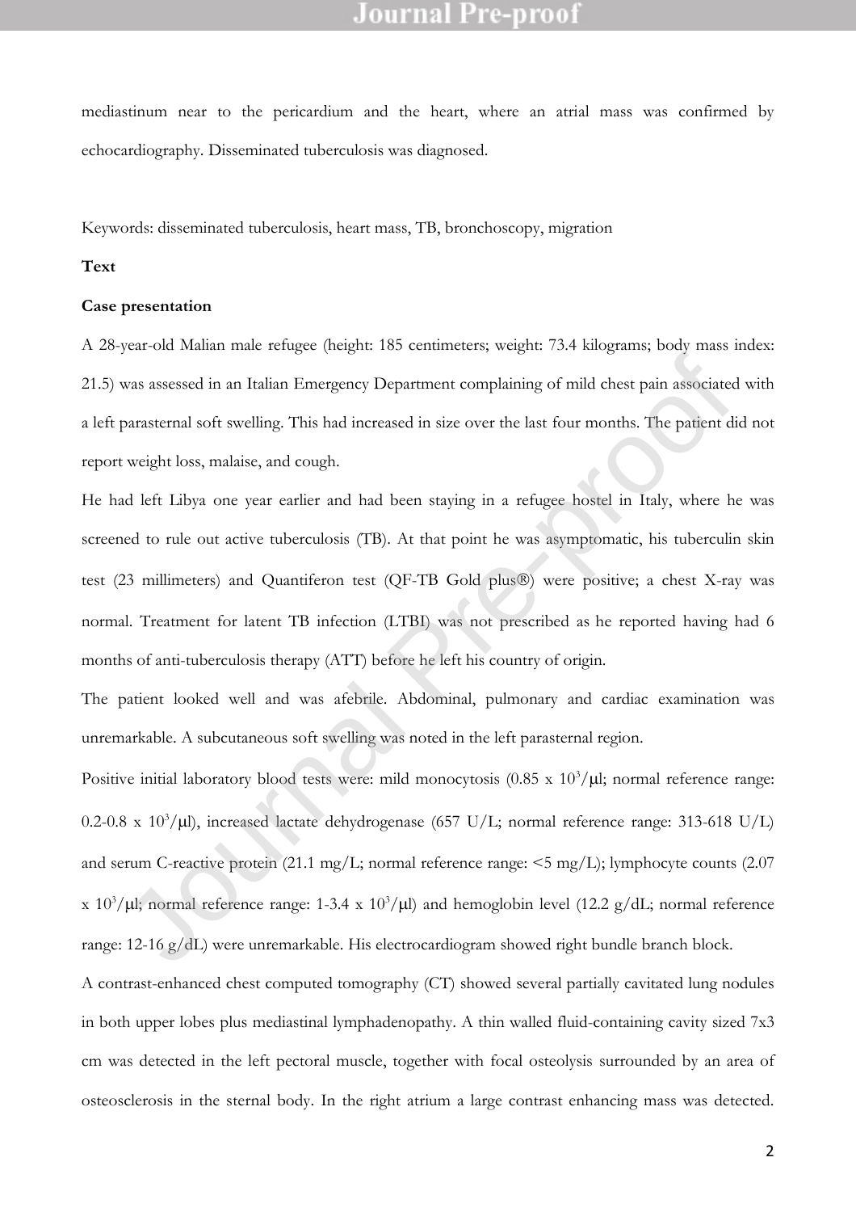mediastinum near to the pericardium and the heart, where an atrial mass was confirmed by echocardiography. Disseminated tuberculosis was diagnosed.

Keywords: disseminated tuberculosis, heart mass, TB, bronchoscopy, migration

**Text**

**Case presentation**

A 28-year-old Malian male refugee (height: 185 centimeters; weight: 73.4 kilograms; body mass index: 21.5) was assessed in an Italian Emergency Department complaining of mild chest pain associated with a left parasternal soft swelling. This had increased in size over the last four months. The patient did not report weight loss, malaise, and cough.

He had left Libya one year earlier and had been staying in a refugee hostel in Italy, where he was screened to rule out active tuberculosis (TB). At that point he was asymptomatic, his tuberculin skin test (23 millimeters) and Quantiferon test (QF-TB Gold plus®) were positive; a chest X-ray was normal. Treatment for latent TB infection (LTBI) was not prescribed as he reported having had 6 months of anti-tuberculosis therapy (ATT) before he left his country of origin.

The patient looked well and was afebrile. Abdominal, pulmonary and cardiac examination was unremarkable. A subcutaneous soft swelling was noted in the left parasternal region.

Positive initial laboratory blood tests were: mild monocytosis (0.85 x $10^3$/μl; normal reference range: 0.2-0.8 x $10^3$/μl), increased lactate dehydrogenase (657 U/L; normal reference range: 313-618 U/L) and serum C-reactive protein (21.1 mg/L; normal reference range: <5 mg/L); lymphocyte counts (2.07 x $10^3$/μl; normal reference range: 1-3.4 x $10^3$/μl) and hemoglobin level (12.2 g/dL; normal reference range: 12-16 g/dL) were unremarkable. His electrocardiogram showed right bundle branch block.

A contrast-enhanced chest computed tomography (CT) showed several partially cavitated lung nodules in both upper lobes plus mediastinal lymphadenopathy. A thin walled fluid-containing cavity sized 7x3 cm was detected in the left pectoral muscle, together with focal osteolysis surrounded by an area of osteosclerosis in the sternal body. In the right atrium a large contrast enhancing mass was detected.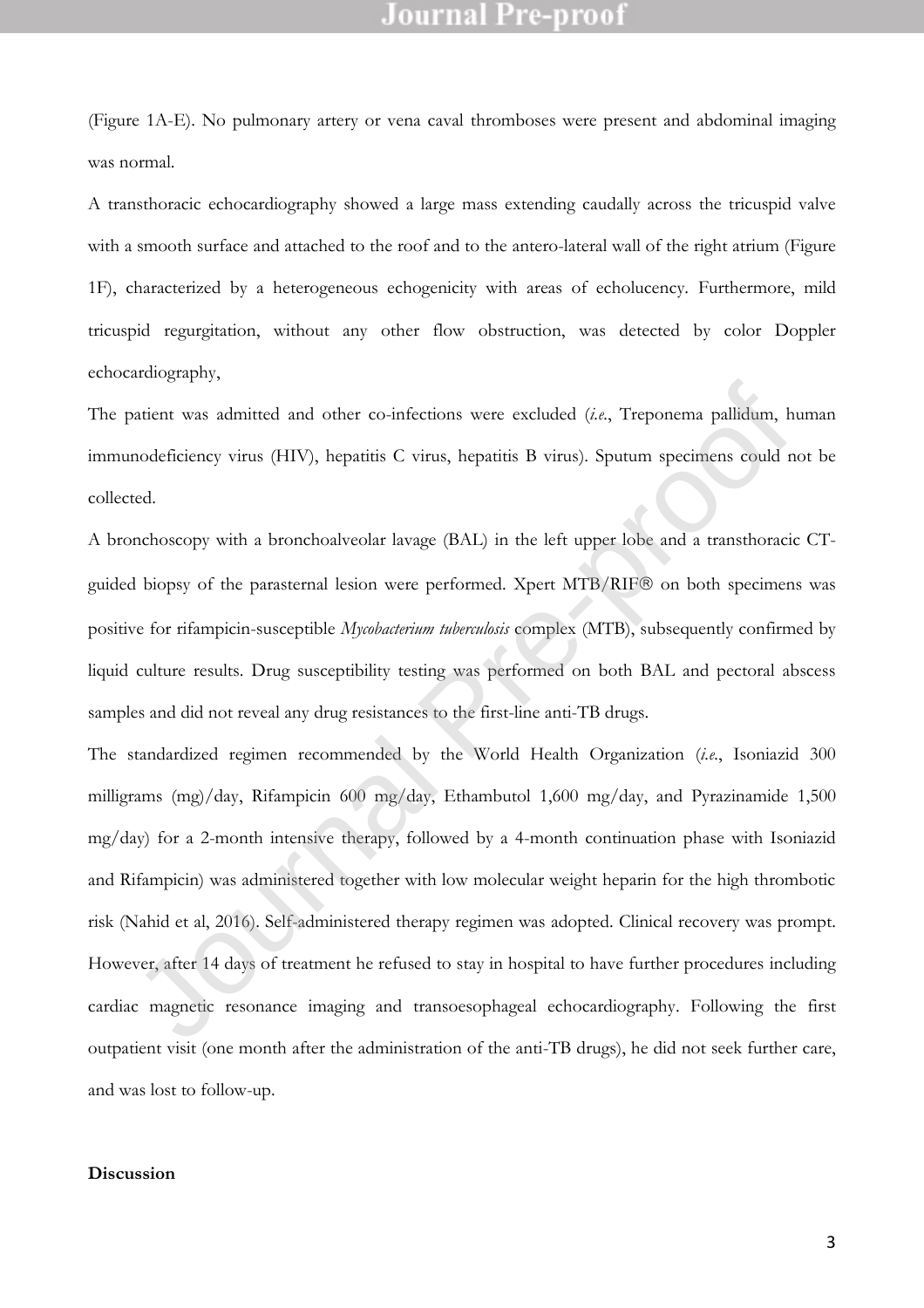(Figure 1A-E). No pulmonary artery or vena caval thromboses were present and abdominal imaging was normal.

A transthoracic echocardiography showed a large mass extending caudally across the tricuspid valve with a smooth surface and attached to the roof and to the antero-lateral wall of the right atrium (Figure 1F), characterized by a heterogeneous echogenicity with areas of echolucency. Furthermore, mild tricuspid regurgitation, without any other flow obstruction, was detected by color Doppler echocardiography,

The patient was admitted and other co-infections were excluded (*i.e.*, Treponema pallidum, human immunodeficiency virus (HIV), hepatitis C virus, hepatitis B virus). Sputum specimens could not be collected.

A bronchoscopy with a bronchoalveolar lavage (BAL) in the left upper lobe and a transthoracic CT-guided biopsy of the parasternal lesion were performed. Xpert MTB/RIF® on both specimens was positive for rifampicin-susceptible *Mycobacterium tuberculosis* complex (MTB), subsequently confirmed by liquid culture results. Drug susceptibility testing was performed on both BAL and pectoral abscess samples and did not reveal any drug resistances to the first-line anti-TB drugs.

The standardized regimen recommended by the World Health Organization (*i.e.*, Isoniazid 300 milligrams (mg)/day, Rifampicin 600 mg/day, Ethambutol 1,600 mg/day, and Pyrazinamide 1,500 mg/day) for a 2-month intensive therapy, followed by a 4-month continuation phase with Isoniazid and Rifampicin) was administered together with low molecular weight heparin for the high thrombotic risk (Nahid et al, 2016). Self-administered therapy regimen was adopted. Clinical recovery was prompt. However, after 14 days of treatment he refused to stay in hospital to have further procedures including cardiac magnetic resonance imaging and transoesophageal echocardiography. Following the first outpatient visit (one month after the administration of the anti-TB drugs), he did not seek further care, and was lost to follow-up.

**Discussion**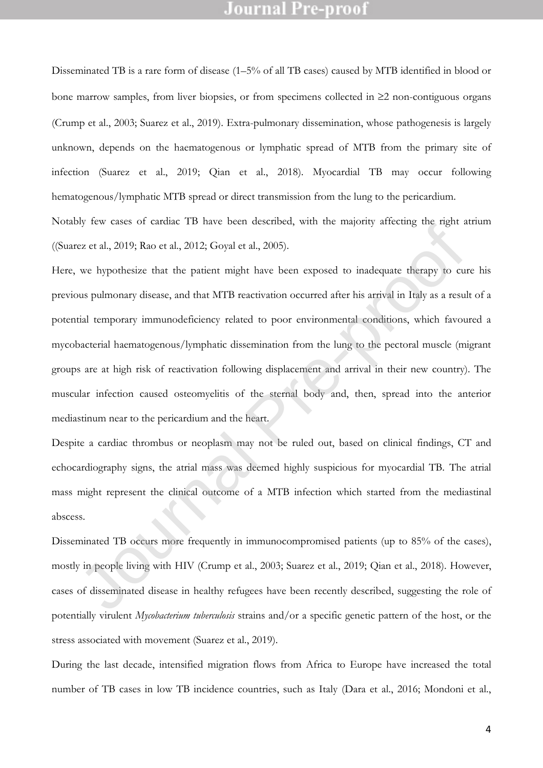Disseminated TB is a rare form of disease (1–5% of all TB cases) caused by MTB identified in blood or bone marrow samples, from liver biopsies, or from specimens collected in ≥2 non-contiguous organs (Crump et al., 2003; Suarez et al., 2019). Extra-pulmonary dissemination, whose pathogenesis is largely unknown, depends on the haematogenous or lymphatic spread of MTB from the primary site of infection (Suarez et al., 2019; Qian et al., 2018). Myocardial TB may occur following hematogenous/lymphatic MTB spread or direct transmission from the lung to the pericardium.

Notably few cases of cardiac TB have been described, with the majority affecting the right atrium ((Suarez et al., 2019; Rao et al., 2012; Goyal et al., 2005).

Here, we hypothesize that the patient might have been exposed to inadequate therapy to cure his previous pulmonary disease, and that MTB reactivation occurred after his arrival in Italy as a result of a potential temporary immunodeficiency related to poor environmental conditions, which favoured a mycobacterial haematogenous/lymphatic dissemination from the lung to the pectoral muscle (migrant groups are at high risk of reactivation following displacement and arrival in their new country). The muscular infection caused osteomyelitis of the sternal body and, then, spread into the anterior mediastinum near to the pericardium and the heart.

Despite a cardiac thrombus or neoplasm may not be ruled out, based on clinical findings, CT and echocardiography signs, the atrial mass was deemed highly suspicious for myocardial TB. The atrial mass might represent the clinical outcome of a MTB infection which started from the mediastinal abscess.

Disseminated TB occurs more frequently in immunocompromised patients (up to 85% of the cases), mostly in people living with HIV (Crump et al., 2003; Suarez et al., 2019; Qian et al., 2018). However, cases of disseminated disease in healthy refugees have been recently described, suggesting the role of potentially virulent *Mycobacterium tuberculosis* strains and/or a specific genetic pattern of the host, or the stress associated with movement (Suarez et al., 2019).

During the last decade, intensified migration flows from Africa to Europe have increased the total number of TB cases in low TB incidence countries, such as Italy (Dara et al., 2016; Mondoni et al.,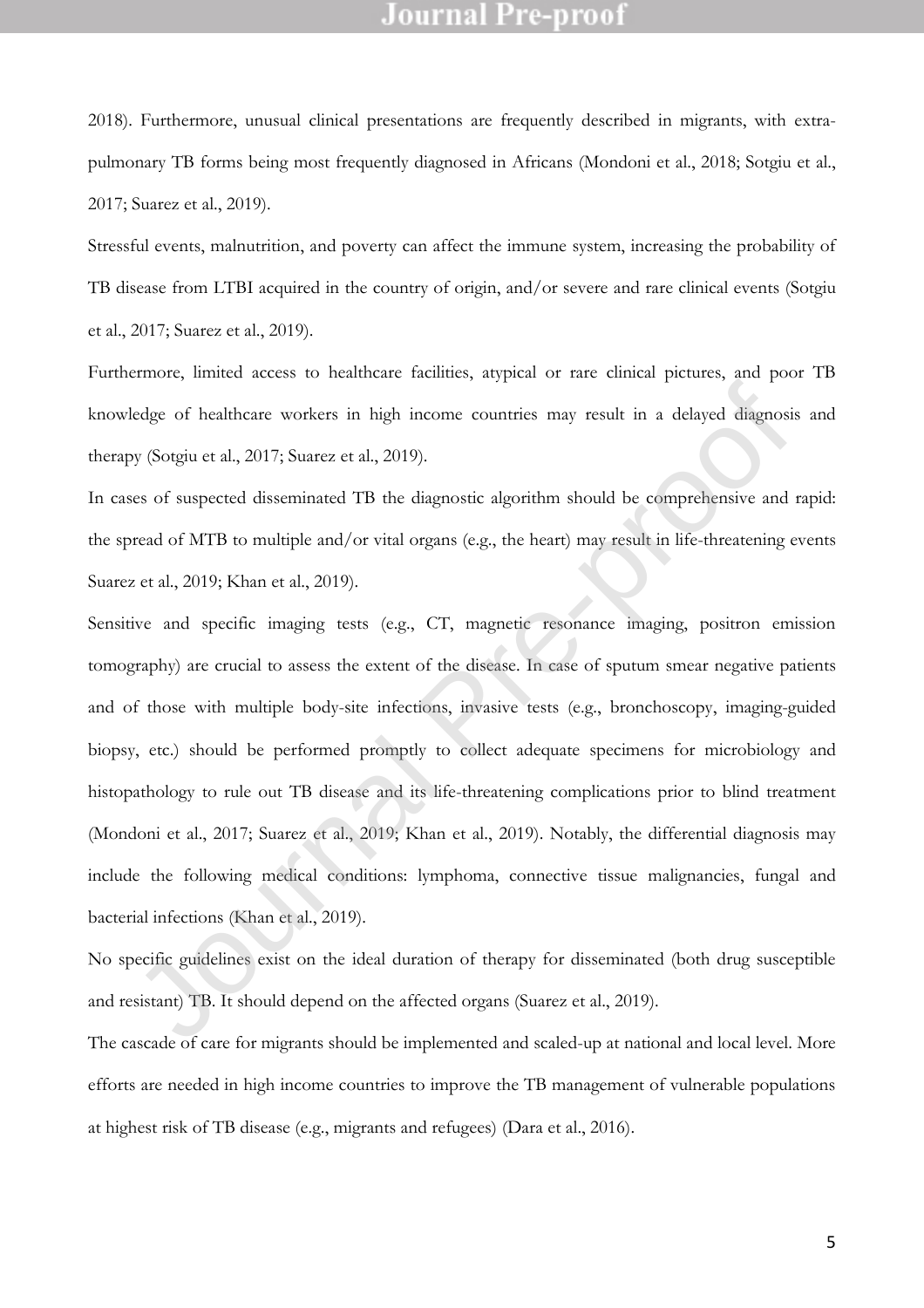2018). Furthermore, unusual clinical presentations are frequently described in migrants, with extra-pulmonary TB forms being most frequently diagnosed in Africans (Mondoni et al., 2018; Sotgiu et al., 2017; Suarez et al., 2019).

Stressful events, malnutrition, and poverty can affect the immune system, increasing the probability of TB disease from LTBI acquired in the country of origin, and/or severe and rare clinical events (Sotgiu et al., 2017; Suarez et al., 2019).

Furthermore, limited access to healthcare facilities, atypical or rare clinical pictures, and poor TB knowledge of healthcare workers in high income countries may result in a delayed diagnosis and therapy (Sotgiu et al., 2017; Suarez et al., 2019).

In cases of suspected disseminated TB the diagnostic algorithm should be comprehensive and rapid: the spread of MTB to multiple and/or vital organs (e.g., the heart) may result in life-threatening events Suarez et al., 2019; Khan et al., 2019).

Sensitive and specific imaging tests (e.g., CT, magnetic resonance imaging, positron emission tomography) are crucial to assess the extent of the disease. In case of sputum smear negative patients and of those with multiple body-site infections, invasive tests (e.g., bronchoscopy, imaging-guided biopsy, etc.) should be performed promptly to collect adequate specimens for microbiology and histopathology to rule out TB disease and its life-threatening complications prior to blind treatment (Mondoni et al., 2017; Suarez et al., 2019; Khan et al., 2019). Notably, the differential diagnosis may include the following medical conditions: lymphoma, connective tissue malignancies, fungal and bacterial infections (Khan et al., 2019).

No specific guidelines exist on the ideal duration of therapy for disseminated (both drug susceptible and resistant) TB. It should depend on the affected organs (Suarez et al., 2019).

The cascade of care for migrants should be implemented and scaled-up at national and local level. More efforts are needed in high income countries to improve the TB management of vulnerable populations at highest risk of TB disease (e.g., migrants and refugees) (Dara et al., 2016).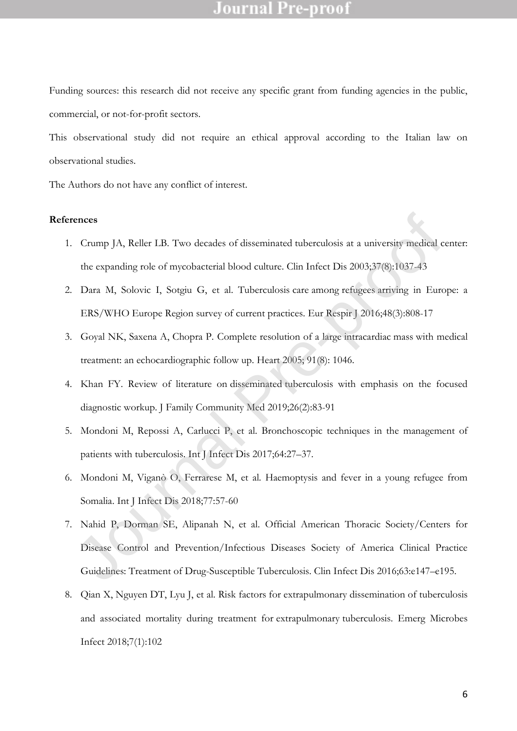Funding sources: this research did not receive any specific grant from funding agencies in the public, commercial, or not-for-profit sectors.

This observational study did not require an ethical approval according to the Italian law on observational studies.

The Authors do not have any conflict of interest.

**References**

1. Crump JA, Reller LB. Two decades of disseminated tuberculosis at a university medical center: the expanding role of mycobacterial blood culture. Clin Infect Dis 2003;37(8):1037-43
2. Dara M, Solovic I, Sotgiu G, et al. Tuberculosis care among refugees arriving in Europe: a ERS/WHO Europe Region survey of current practices. Eur Respir J 2016;48(3):808-17
3. Goyal NK, Saxena A, Chopra P. Complete resolution of a large intracardiac mass with medical treatment: an echocardiographic follow up. Heart 2005; 91(8): 1046.
4. Khan FY. Review of literature on disseminated tuberculosis with emphasis on the focused diagnostic workup. J Family Community Med 2019;26(2):83-91
5. Mondoni M, Repossi A, Carlucci P, et al. Bronchoscopic techniques in the management of patients with tuberculosis. Int J Infect Dis 2017;64:27–37.
6. Mondoni M, Viganò O, Ferrarese M, et al. Haemoptysis and fever in a young refugee from Somalia. Int J Infect Dis 2018;77:57-60
7. Nahid P, Dorman SE, Alipanah N, et al. Official American Thoracic Society/Centers for Disease Control and Prevention/Infectious Diseases Society of America Clinical Practice Guidelines: Treatment of Drug-Susceptible Tuberculosis. Clin Infect Dis 2016;63:e147–e195.
8. Qian X, Nguyen DT, Lyu J, et al. Risk factors for extrapulmonary dissemination of tuberculosis and associated mortality during treatment for extrapulmonary tuberculosis. Emerg Microbes Infect 2018;7(1):102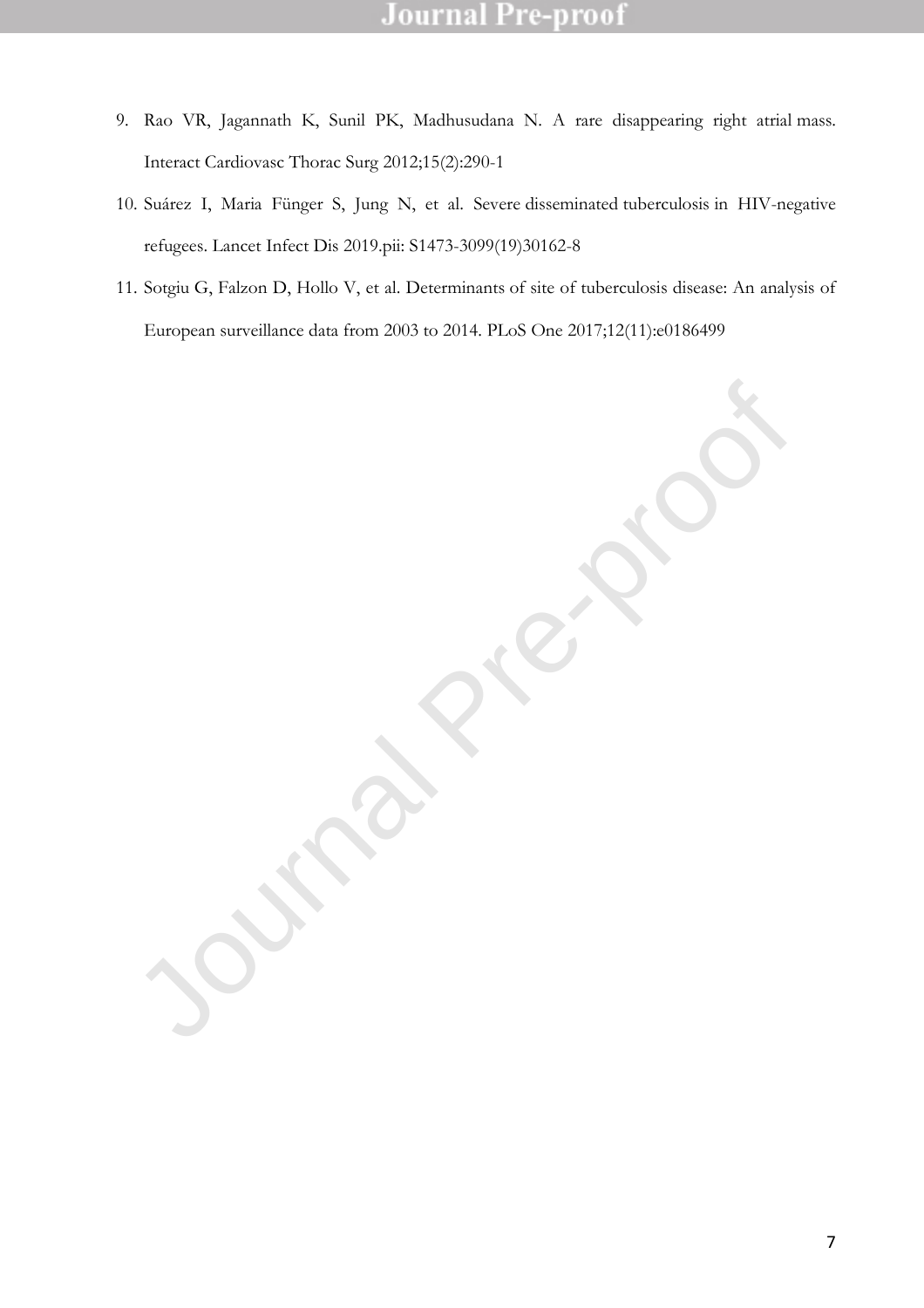9. Rao VR, Jagannath K, Sunil PK, Madhusudana N. A rare disappearing right atrial mass. Interact Cardiovasc Thorac Surg 2012;15(2):290-1
10. Suárez I, Maria Fünger S, Jung N, et al. Severe disseminated tuberculosis in HIV-negative refugees. Lancet Infect Dis 2019.pii: S1473-3099(19)30162-8
11. Sotgiu G, Falzon D, Hollo V, et al. Determinants of site of tuberculosis disease: An analysis of European surveillance data from 2003 to 2014. PLoS One 2017;12(11):e0186499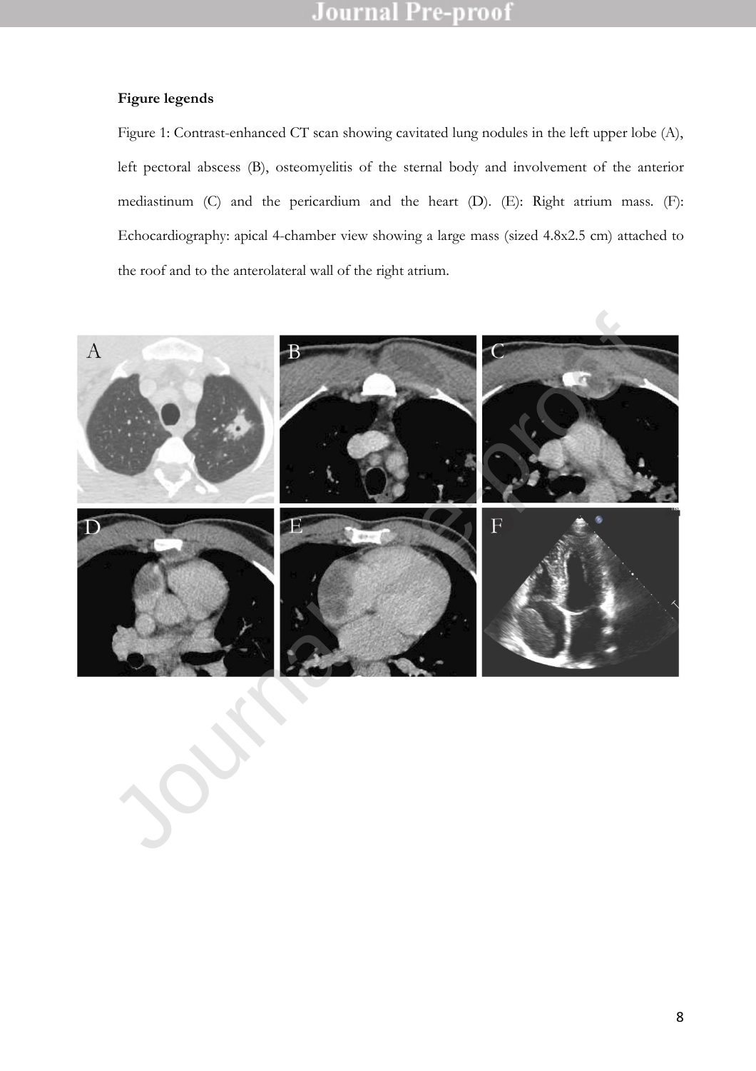**Figure legends**

Figure 1: Contrast-enhanced CT scan showing cavitated lung nodules in the left upper lobe (A), left pectoral abscess (B), osteomyelitis of the sternal body and involvement of the anterior mediastinum (C) and the pericardium and the heart (D). (E): Right atrium mass. (F): Echocardiography: apical 4-chamber view showing a large mass (sized 4.8x2.5 cm) attached to the roof and to the anterolateral wall of the right atrium.